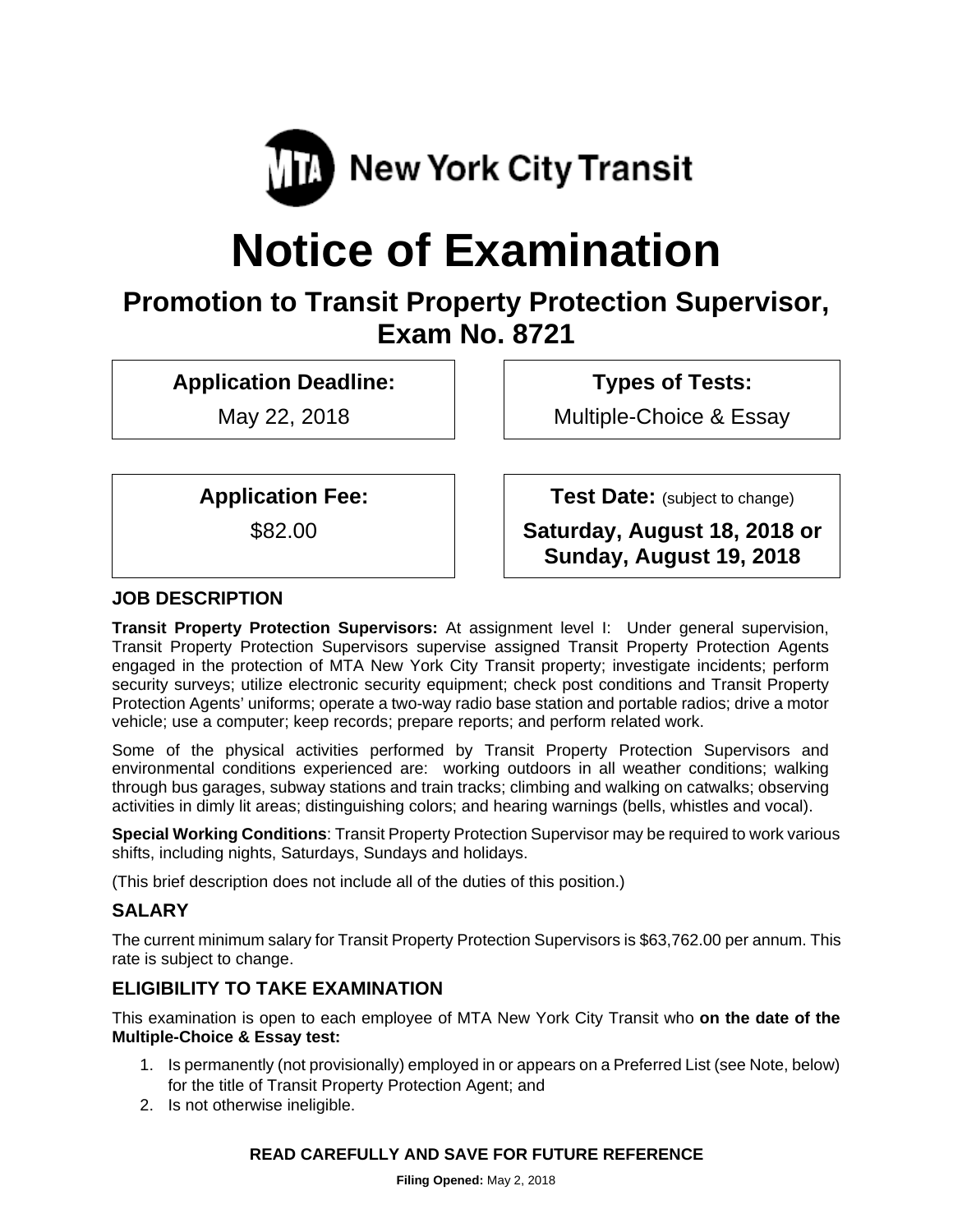MTA New York City Transit

# Notice of Examination

## Promotion to Transit Property Protection Supervisor, Exam No. 8721

| Application Deadline: | Types of Tests: |
|---|---|
| May 22, 2018 | Multiple-Choice & Essay |

| Application Fee: | Test Date: (subject to change) |
|---|---|
| $82.00 | **Saturday, August 18, 2018 or Sunday, August 19, 2018** |

### JOB DESCRIPTION

**Transit Property Protection Supervisors:** At assignment level I: Under general supervision, Transit Property Protection Supervisors supervise assigned Transit Property Protection Agents engaged in the protection of MTA New York City Transit property; investigate incidents; perform security surveys; utilize electronic security equipment; check post conditions and Transit Property Protection Agents' uniforms; operate a two-way radio base station and portable radios; drive a motor vehicle; use a computer; keep records; prepare reports; and perform related work.

Some of the physical activities performed by Transit Property Protection Supervisors and environmental conditions experienced are: working outdoors in all weather conditions; walking through bus garages, subway stations and train tracks; climbing and walking on catwalks; observing activities in dimly lit areas; distinguishing colors; and hearing warnings (bells, whistles and vocal).

**Special Working Conditions**: Transit Property Protection Supervisor may be required to work various shifts, including nights, Saturdays, Sundays and holidays.

(This brief description does not include all of the duties of this position.)

### SALARY

The current minimum salary for Transit Property Protection Supervisors is $63,762.00 per annum. This rate is subject to change.

### ELIGIBILITY TO TAKE EXAMINATION

This examination is open to each employee of MTA New York City Transit who **on the date of the Multiple-Choice & Essay test:**

1. Is permanently (not provisionally) employed in or appears on a Preferred List (see Note, below) for the title of Transit Property Protection Agent; and
2. Is not otherwise ineligible.

**READ CAREFULLY AND SAVE FOR FUTURE REFERENCE**

**Filing Opened:** May 2, 2018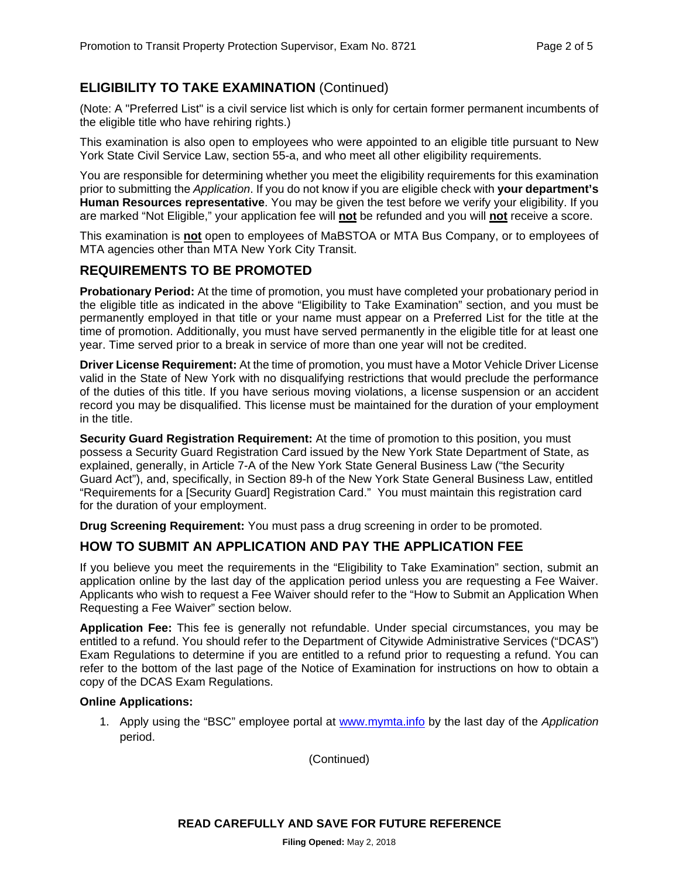## ELIGIBILITY TO TAKE EXAMINATION (Continued)

(Note: A "Preferred List" is a civil service list which is only for certain former permanent incumbents of the eligible title who have rehiring rights.)

This examination is also open to employees who were appointed to an eligible title pursuant to New York State Civil Service Law, section 55-a, and who meet all other eligibility requirements.

You are responsible for determining whether you meet the eligibility requirements for this examination prior to submitting the *Application*. If you do not know if you are eligible check with **your department's Human Resources representative**. You may be given the test before we verify your eligibility. If you are marked "Not Eligible," your application fee will **not** be refunded and you will **not** receive a score.

This examination is **not** open to employees of MaBSTOA or MTA Bus Company, or to employees of MTA agencies other than MTA New York City Transit.

## REQUIREMENTS TO BE PROMOTED

**Probationary Period:** At the time of promotion, you must have completed your probationary period in the eligible title as indicated in the above "Eligibility to Take Examination" section, and you must be permanently employed in that title or your name must appear on a Preferred List for the title at the time of promotion. Additionally, you must have served permanently in the eligible title for at least one year. Time served prior to a break in service of more than one year will not be credited.

**Driver License Requirement:** At the time of promotion, you must have a Motor Vehicle Driver License valid in the State of New York with no disqualifying restrictions that would preclude the performance of the duties of this title. If you have serious moving violations, a license suspension or an accident record you may be disqualified. This license must be maintained for the duration of your employment in the title.

**Security Guard Registration Requirement:** At the time of promotion to this position, you must possess a Security Guard Registration Card issued by the New York State Department of State, as explained, generally, in Article 7-A of the New York State General Business Law ("the Security Guard Act"), and, specifically, in Section 89-h of the New York State General Business Law, entitled "Requirements for a [Security Guard] Registration Card." You must maintain this registration card for the duration of your employment.

**Drug Screening Requirement:** You must pass a drug screening in order to be promoted.

## HOW TO SUBMIT AN APPLICATION AND PAY THE APPLICATION FEE

If you believe you meet the requirements in the "Eligibility to Take Examination" section, submit an application online by the last day of the application period unless you are requesting a Fee Waiver. Applicants who wish to request a Fee Waiver should refer to the "How to Submit an Application When Requesting a Fee Waiver" section below.

**Application Fee:** This fee is generally not refundable. Under special circumstances, you may be entitled to a refund. You should refer to the Department of Citywide Administrative Services ("DCAS") Exam Regulations to determine if you are entitled to a refund prior to requesting a refund. You can refer to the bottom of the last page of the Notice of Examination for instructions on how to obtain a copy of the DCAS Exam Regulations.

**Online Applications:**

1. Apply using the "BSC" employee portal at www.mymta.info by the last day of the *Application* period.

(Continued)

**READ CAREFULLY AND SAVE FOR FUTURE REFERENCE**

**Filing Opened:** May 2, 2018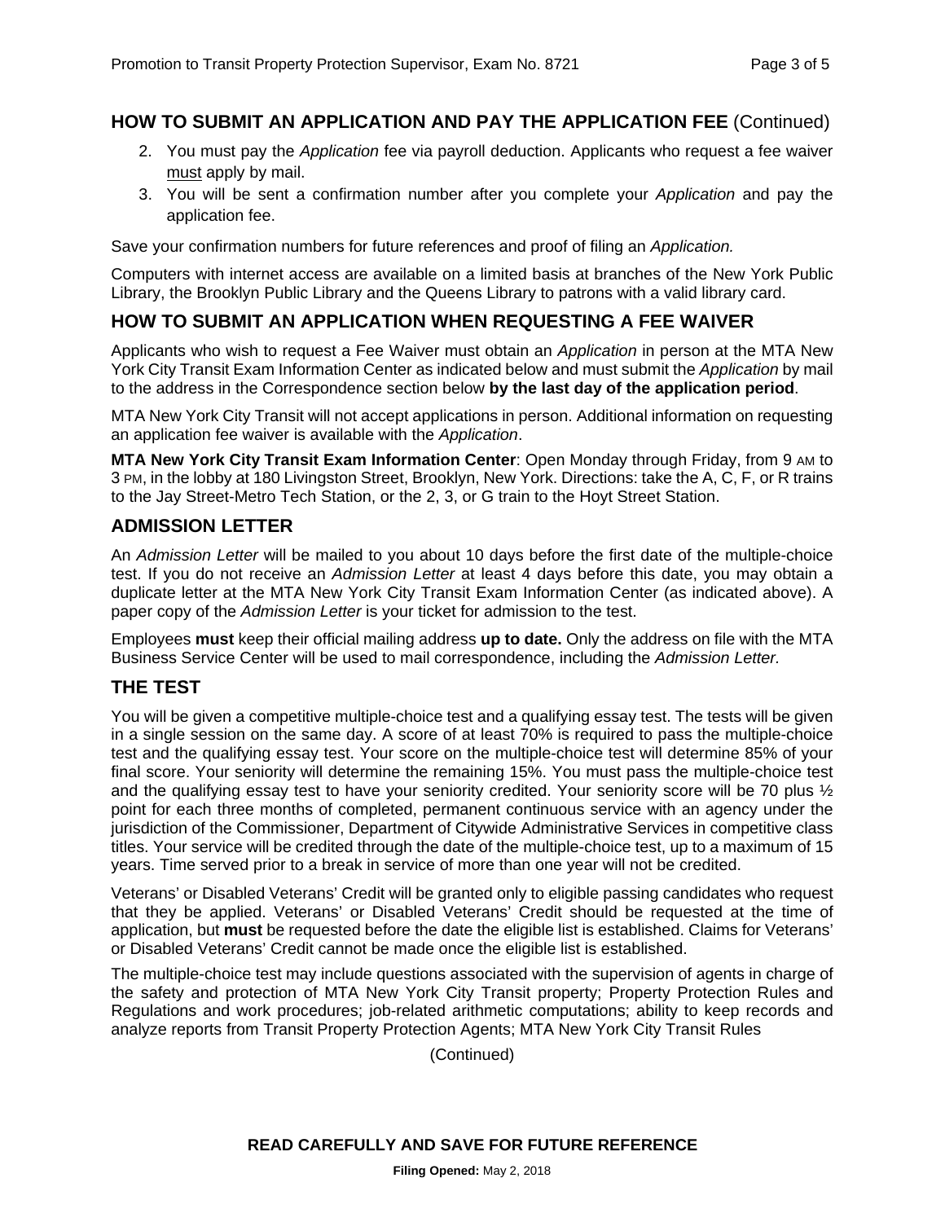## HOW TO SUBMIT AN APPLICATION AND PAY THE APPLICATION FEE (Continued)

2. You must pay the *Application* fee via payroll deduction. Applicants who request a fee waiver must apply by mail.
3. You will be sent a confirmation number after you complete your *Application* and pay the application fee.

Save your confirmation numbers for future references and proof of filing an *Application.*

Computers with internet access are available on a limited basis at branches of the New York Public Library, the Brooklyn Public Library and the Queens Library to patrons with a valid library card.

## HOW TO SUBMIT AN APPLICATION WHEN REQUESTING A FEE WAIVER

Applicants who wish to request a Fee Waiver must obtain an *Application* in person at the MTA New York City Transit Exam Information Center as indicated below and must submit the *Application* by mail to the address in the Correspondence section below **by the last day of the application period**.

MTA New York City Transit will not accept applications in person. Additional information on requesting an application fee waiver is available with the *Application*.

**MTA New York City Transit Exam Information Center**: Open Monday through Friday, from 9 AM to 3 PM, in the lobby at 180 Livingston Street, Brooklyn, New York. Directions: take the A, C, F, or R trains to the Jay Street-Metro Tech Station, or the 2, 3, or G train to the Hoyt Street Station.

## ADMISSION LETTER

An *Admission Letter* will be mailed to you about 10 days before the first date of the multiple-choice test. If you do not receive an *Admission Letter* at least 4 days before this date, you may obtain a duplicate letter at the MTA New York City Transit Exam Information Center (as indicated above). A paper copy of the *Admission Letter* is your ticket for admission to the test.

Employees **must** keep their official mailing address **up to date.** Only the address on file with the MTA Business Service Center will be used to mail correspondence, including the *Admission Letter.*

## THE TEST

You will be given a competitive multiple-choice test and a qualifying essay test. The tests will be given in a single session on the same day. A score of at least 70% is required to pass the multiple-choice test and the qualifying essay test. Your score on the multiple-choice test will determine 85% of your final score. Your seniority will determine the remaining 15%. You must pass the multiple-choice test and the qualifying essay test to have your seniority credited. Your seniority score will be 70 plus ½ point for each three months of completed, permanent continuous service with an agency under the jurisdiction of the Commissioner, Department of Citywide Administrative Services in competitive class titles. Your service will be credited through the date of the multiple-choice test, up to a maximum of 15 years. Time served prior to a break in service of more than one year will not be credited.

Veterans' or Disabled Veterans' Credit will be granted only to eligible passing candidates who request that they be applied. Veterans' or Disabled Veterans' Credit should be requested at the time of application, but **must** be requested before the date the eligible list is established. Claims for Veterans' or Disabled Veterans' Credit cannot be made once the eligible list is established.

The multiple-choice test may include questions associated with the supervision of agents in charge of the safety and protection of MTA New York City Transit property; Property Protection Rules and Regulations and work procedures; job-related arithmetic computations; ability to keep records and analyze reports from Transit Property Protection Agents; MTA New York City Transit Rules

(Continued)

**READ CAREFULLY AND SAVE FOR FUTURE REFERENCE**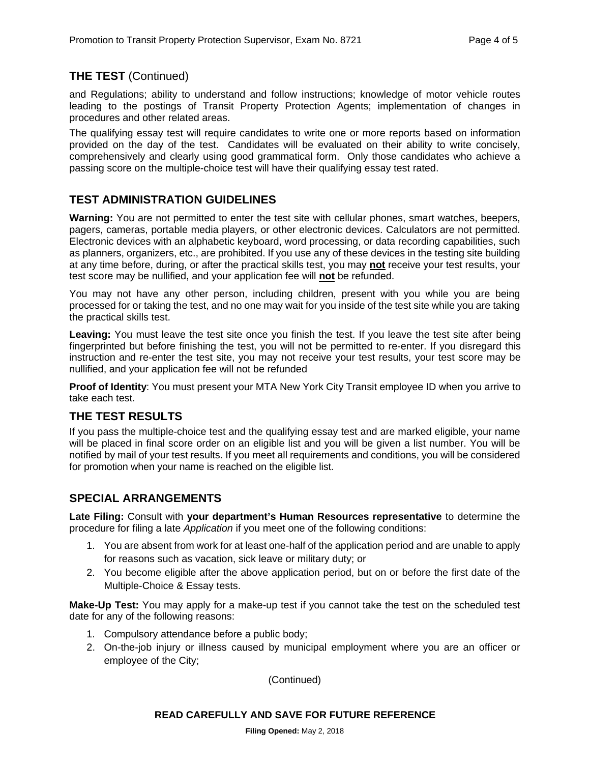## THE TEST (Continued)

and Regulations; ability to understand and follow instructions; knowledge of motor vehicle routes leading to the postings of Transit Property Protection Agents; implementation of changes in procedures and other related areas.

The qualifying essay test will require candidates to write one or more reports based on information provided on the day of the test. Candidates will be evaluated on their ability to write concisely, comprehensively and clearly using good grammatical form. Only those candidates who achieve a passing score on the multiple-choice test will have their qualifying essay test rated.

## TEST ADMINISTRATION GUIDELINES

**Warning:** You are not permitted to enter the test site with cellular phones, smart watches, beepers, pagers, cameras, portable media players, or other electronic devices. Calculators are not permitted. Electronic devices with an alphabetic keyboard, word processing, or data recording capabilities, such as planners, organizers, etc., are prohibited. If you use any of these devices in the testing site building at any time before, during, or after the practical skills test, you may **not** receive your test results, your test score may be nullified, and your application fee will **not** be refunded.

You may not have any other person, including children, present with you while you are being processed for or taking the test, and no one may wait for you inside of the test site while you are taking the practical skills test.

**Leaving:** You must leave the test site once you finish the test. If you leave the test site after being fingerprinted but before finishing the test, you will not be permitted to re-enter. If you disregard this instruction and re-enter the test site, you may not receive your test results, your test score may be nullified, and your application fee will not be refunded

**Proof of Identity**: You must present your MTA New York City Transit employee ID when you arrive to take each test.

## THE TEST RESULTS

If you pass the multiple-choice test and the qualifying essay test and are marked eligible, your name will be placed in final score order on an eligible list and you will be given a list number. You will be notified by mail of your test results. If you meet all requirements and conditions, you will be considered for promotion when your name is reached on the eligible list.

## SPECIAL ARRANGEMENTS

**Late Filing:** Consult with **your department's Human Resources representative** to determine the procedure for filing a late *Application* if you meet one of the following conditions:

1. You are absent from work for at least one-half of the application period and are unable to apply for reasons such as vacation, sick leave or military duty; or
2. You become eligible after the above application period, but on or before the first date of the Multiple-Choice & Essay tests.

**Make-Up Test:** You may apply for a make-up test if you cannot take the test on the scheduled test date for any of the following reasons:

1. Compulsory attendance before a public body;
2. On-the-job injury or illness caused by municipal employment where you are an officer or employee of the City;

(Continued)

**READ CAREFULLY AND SAVE FOR FUTURE REFERENCE**

**Filing Opened:** May 2, 2018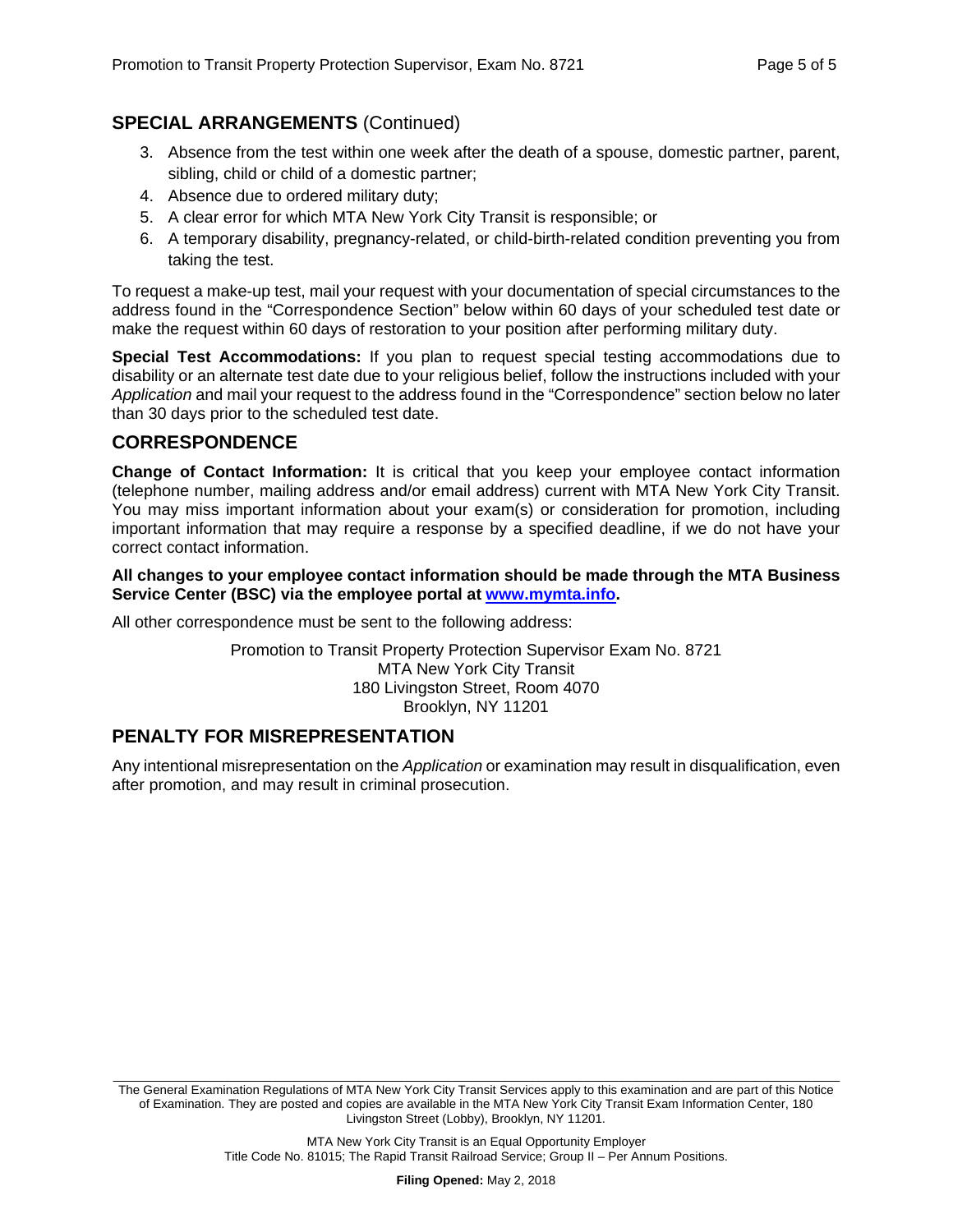## SPECIAL ARRANGEMENTS (Continued)

3. Absence from the test within one week after the death of a spouse, domestic partner, parent, sibling, child or child of a domestic partner;
4. Absence due to ordered military duty;
5. A clear error for which MTA New York City Transit is responsible; or
6. A temporary disability, pregnancy-related, or child-birth-related condition preventing you from taking the test.

To request a make-up test, mail your request with your documentation of special circumstances to the address found in the "Correspondence Section" below within 60 days of your scheduled test date or make the request within 60 days of restoration to your position after performing military duty.

**Special Test Accommodations:** If you plan to request special testing accommodations due to disability or an alternate test date due to your religious belief, follow the instructions included with your *Application* and mail your request to the address found in the "Correspondence" section below no later than 30 days prior to the scheduled test date.

## CORRESPONDENCE

**Change of Contact Information:** It is critical that you keep your employee contact information (telephone number, mailing address and/or email address) current with MTA New York City Transit. You may miss important information about your exam(s) or consideration for promotion, including important information that may require a response by a specified deadline, if we do not have your correct contact information.

**All changes to your employee contact information should be made through the MTA Business Service Center (BSC) via the employee portal at [www.mymta.info](http://www.mymta.info).**

All other correspondence must be sent to the following address:

Promotion to Transit Property Protection Supervisor Exam No. 8721
MTA New York City Transit
180 Livingston Street, Room 4070
Brooklyn, NY 11201

## PENALTY FOR MISREPRESENTATION

Any intentional misrepresentation on the *Application* or examination may result in disqualification, even after promotion, and may result in criminal prosecution.

The General Examination Regulations of MTA New York City Transit Services apply to this examination and are part of this Notice of Examination. They are posted and copies are available in the MTA New York City Transit Exam Information Center, 180 Livingston Street (Lobby), Brooklyn, NY 11201.

MTA New York City Transit is an Equal Opportunity Employer
Title Code No. 81015; The Rapid Transit Railroad Service; Group II – Per Annum Positions.

**Filing Opened:** May 2, 2018